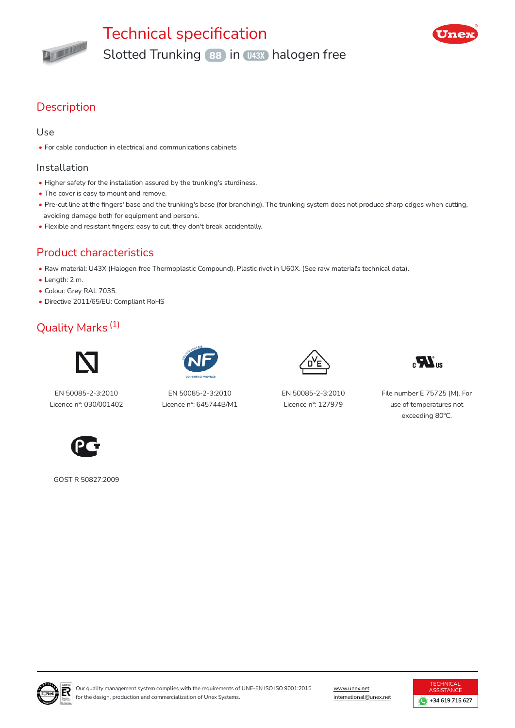# Technical specification

## Slotted Trunking 88 in U43X halogen free

## Description

### Use

- For cable conduction in electrical and communications cabinets

### Installation

- Higher safety for the installation assured by the trunking's sturdiness.
- The cover is easy to mount and remove.
- Pre-cut line at the fingers' base and the trunking's base (for branching). The trunking system does not produce sharp edges when cutting, avoiding damage both for equipment and persons.
- Flexible and resistant fingers: easy to cut, they don't break accidentally.

## Product characteristics

- Raw material: U43X (Halogen free Thermoplastic Compound). Plastic rivet in U60X. (See raw material's technical data).
- Length: 2 m.
- Colour: Grey RAL 7035.
- Directive 2011/65/EU: Compliant RoHS

## Quality Marks (1)

EN 50085-2-3:2010
Licence nº: 030/001402

EN 50085-2-3:2010
Licence nº: 645744B/M1

EN 50085-2-3:2010
Licence nº: 127979

File number E 75725 (M). For use of temperatures not exceeding 80ºC.

GOST R 50827:2009

Our quality management system complies with the requirements of UNE-EN ISO ISO 9001:2015 for the design, production and commercialization of Unex Systems.

www.unex.net
international@unex.net

TECHNICAL ASSISTANCE
+34 619 715 627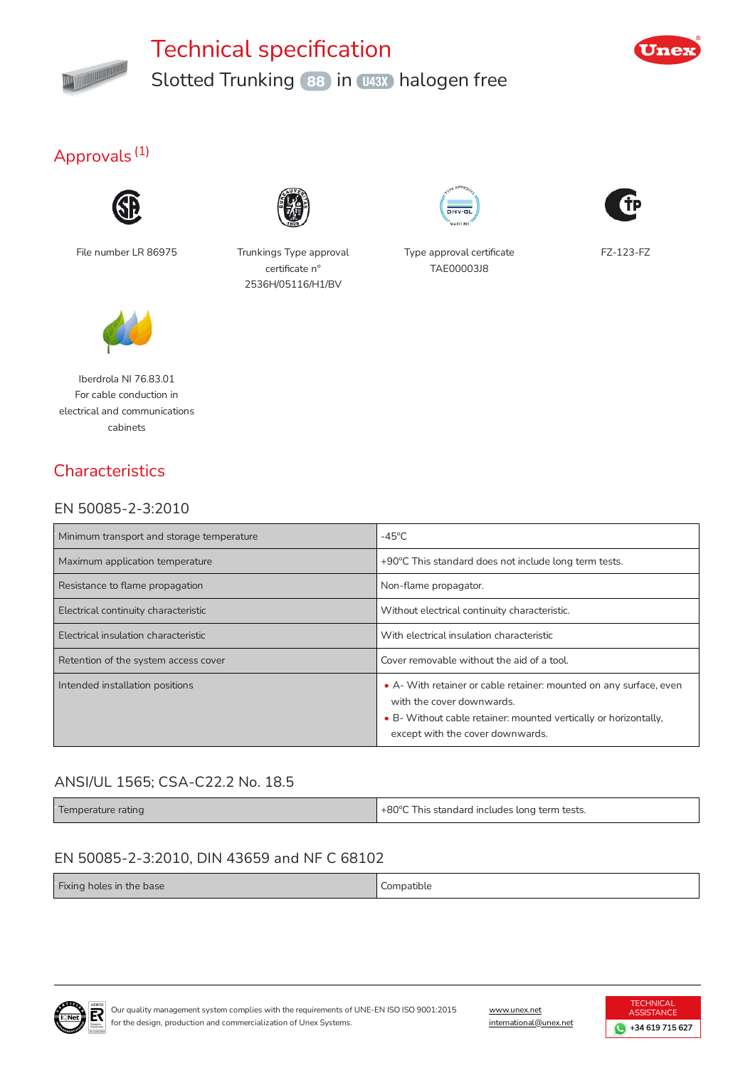# Technical specification

## Slotted Trunking 88 in U43X halogen free

## Approvals (1)

File number LR 86975

Trunkings Type approval certificate n° 2536H/05116/H1/BV

Type approval certificate TAE00003J8

FZ-123-FZ

Iberdrola NI 76.83.01
For cable conduction in electrical and communications cabinets

## Characteristics

### EN 50085-2-3:2010

| | |
|---|---|
| Minimum transport and storage temperature | -45°C |
| Maximum application temperature | +90°C This standard does not include long term tests. |
| Resistance to flame propagation | Non-flame propagator. |
| Electrical continuity characteristic | Without electrical continuity characteristic. |
| Electrical insulation characteristic | With electrical insulation characteristic |
| Retention of the system access cover | Cover removable without the aid of a tool. |
| Intended installation positions | • A- With retainer or cable retainer: mounted on any surface, even with the cover downwards. • B- Without cable retainer: mounted vertically or horizontally, except with the cover downwards. |

### ANSI/UL 1565; CSA-C22.2 No. 18.5

| | |
|---|---|
| Temperature rating | +80°C This standard includes long term tests. |

### EN 50085-2-3:2010, DIN 43659 and NF C 68102

| | |
|---|---|
| Fixing holes in the base | Compatible |

Our quality management system complies with the requirements of UNE-EN ISO ISO 9001:2015 for the design, production and commercialization of Unex Systems.

www.unex.net
international@unex.net

TECHNICAL ASSISTANCE
+34 619 715 627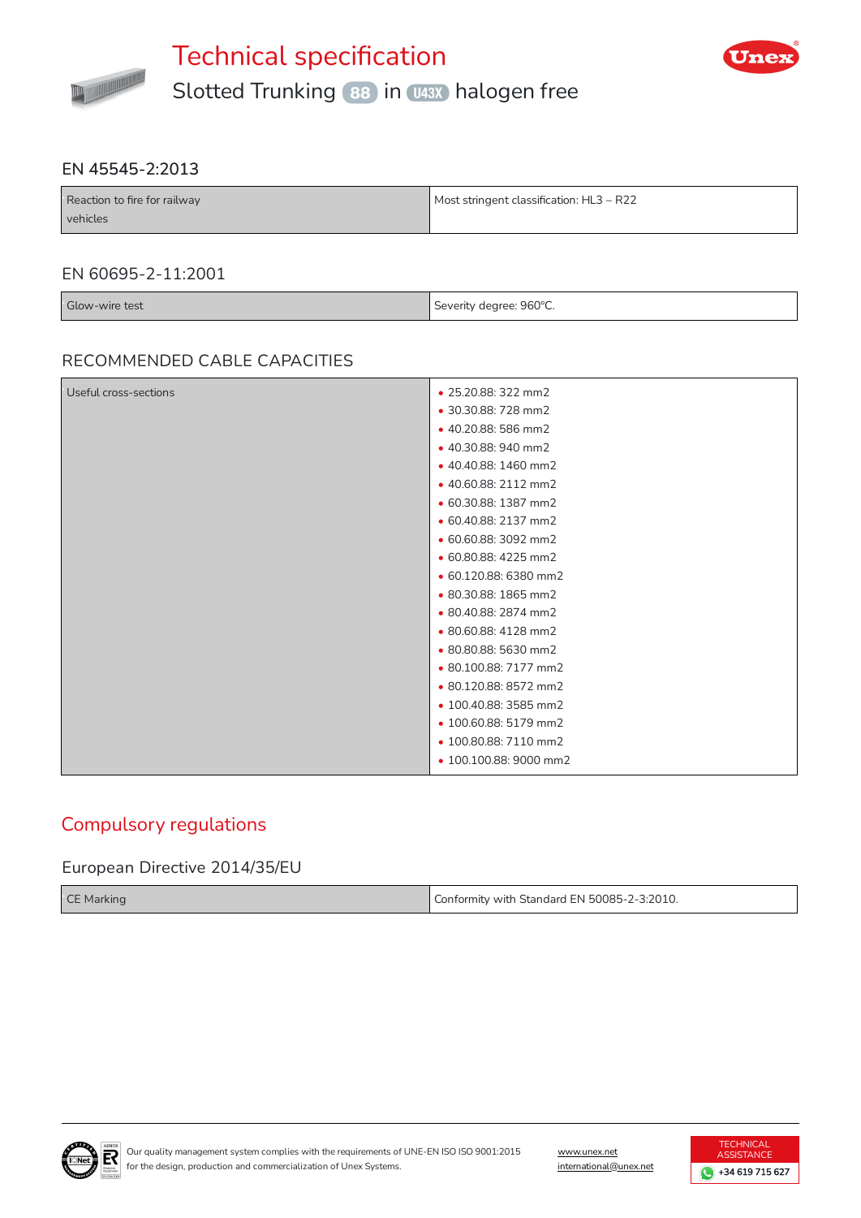# Technical specification

## Slotted Trunking 88 in U43X halogen free

### EN 45545-2:2013

| | |
|---|---|
| Reaction to fire for railway vehicles | Most stringent classification: HL3 – R22 |

### EN 60695-2-11:2001

| | |
|---|---|
| Glow-wire test | Severity degree: 960ºC. |

### RECOMMENDED CABLE CAPACITIES

| | |
|---|---|
| Useful cross-sections | • 25.20.88: 322 mm2<br>• 30.30.88: 728 mm2<br>• 40.20.88: 586 mm2<br>• 40.30.88: 940 mm2<br>• 40.40.88: 1460 mm2<br>• 40.60.88: 2112 mm2<br>• 60.30.88: 1387 mm2<br>• 60.40.88: 2137 mm2<br>• 60.60.88: 3092 mm2<br>• 60.80.88: 4225 mm2<br>• 60.120.88: 6380 mm2<br>• 80.30.88: 1865 mm2<br>• 80.40.88: 2874 mm2<br>• 80.60.88: 4128 mm2<br>• 80.80.88: 5630 mm2<br>• 80.100.88: 7177 mm2<br>• 80.120.88: 8572 mm2<br>• 100.40.88: 3585 mm2<br>• 100.60.88: 5179 mm2<br>• 100.80.88: 7110 mm2<br>• 100.100.88: 9000 mm2 |

## Compulsory regulations

### European Directive 2014/35/EU

| | |
|---|---|
| CE Marking | Conformity with Standard EN 50085-2-3:2010. |

Our quality management system complies with the requirements of UNE-EN ISO ISO 9001:2015 for the design, production and commercialization of Unex Systems.

www.unex.net
international@unex.net

TECHNICAL ASSISTANCE +34 619 715 627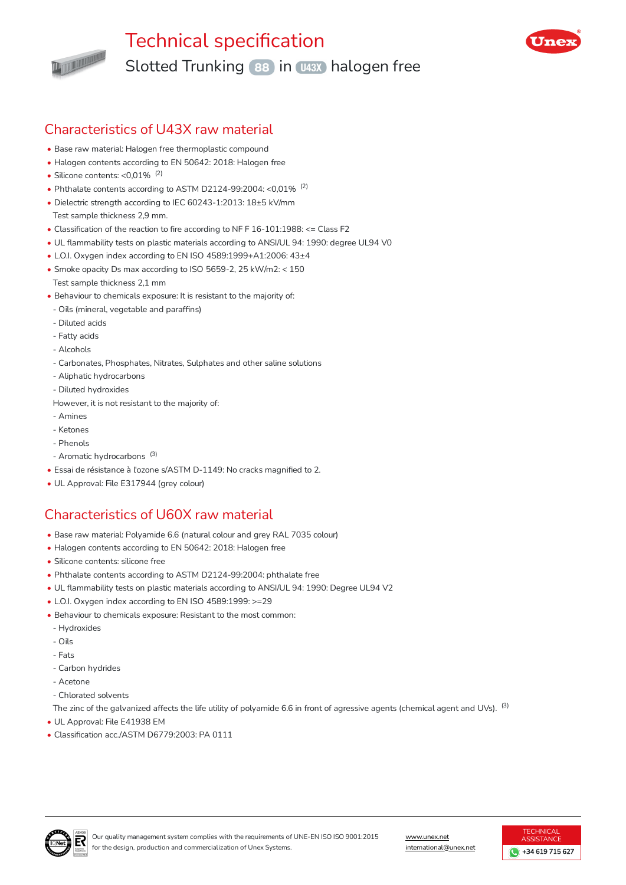# Technical specification

## Slotted Trunking 88 in U43X halogen free

## Characteristics of U43X raw material

- Base raw material: Halogen free thermoplastic compound
- Halogen contents according to EN 50642: 2018: Halogen free
- Silicone contents: <0,01% [2]
- Phthalate contents according to ASTM D2124-99:2004: <0,01% [2]
- Dielectric strength according to IEC 60243-1:2013: 18±5 kV/mm
  Test sample thickness 2,9 mm.
- Classification of the reaction to fire according to NF F 16-101:1988: <= Class F2
- UL flammability tests on plastic materials according to ANSI/UL 94: 1990: degree UL94 V0
- L.O.I. Oxygen index according to EN ISO 4589:1999+A1:2006: 43±4
- Smoke opacity Ds max according to ISO 5659-2, 25 kW/m2: < 150
  Test sample thickness 2,1 mm
- Behaviour to chemicals exposure: It is resistant to the majority of:
  - Oils (mineral, vegetable and paraffins)
  - Diluted acids
  - Fatty acids
  - Alcohols
  - Carbonates, Phosphates, Nitrates, Sulphates and other saline solutions
  - Aliphatic hydrocarbons
  - Diluted hydroxides

  However, it is not resistant to the majority of:
  - Amines
  - Ketones
  - Phenols
  - Aromatic hydrocarbons [3]
- Essai de résistance à l'ozone s/ASTM D-1149: No cracks magnified to 2.
- UL Approval: File E317944 (grey colour)

## Characteristics of U60X raw material

- Base raw material: Polyamide 6.6 (natural colour and grey RAL 7035 colour)
- Halogen contents according to EN 50642: 2018: Halogen free
- Silicone contents: silicone free
- Phthalate contents according to ASTM D2124-99:2004: phthalate free
- UL flammability tests on plastic materials according to ANSI/UL 94: 1990: Degree UL94 V2
- L.O.I. Oxygen index according to EN ISO 4589:1999: >=29
- Behaviour to chemicals exposure: Resistant to the most common:
  - Hydroxides
  - Oils
  - Fats
  - Carbon hydrides
  - Acetone
  - Chlorated solvents

  The zinc of the galvanized affects the life utility of polyamide 6.6 in front of agressive agents (chemical agent and UVs). [3]
- UL Approval: File E41938 EM
- Classification acc./ASTM D6779:2003: PA 0111

Our quality management system complies with the requirements of UNE-EN ISO ISO 9001:2015 for the design, production and commercialization of Unex Systems.

www.unex.net
international@unex.net

TECHNICAL ASSISTANCE
+34 619 715 627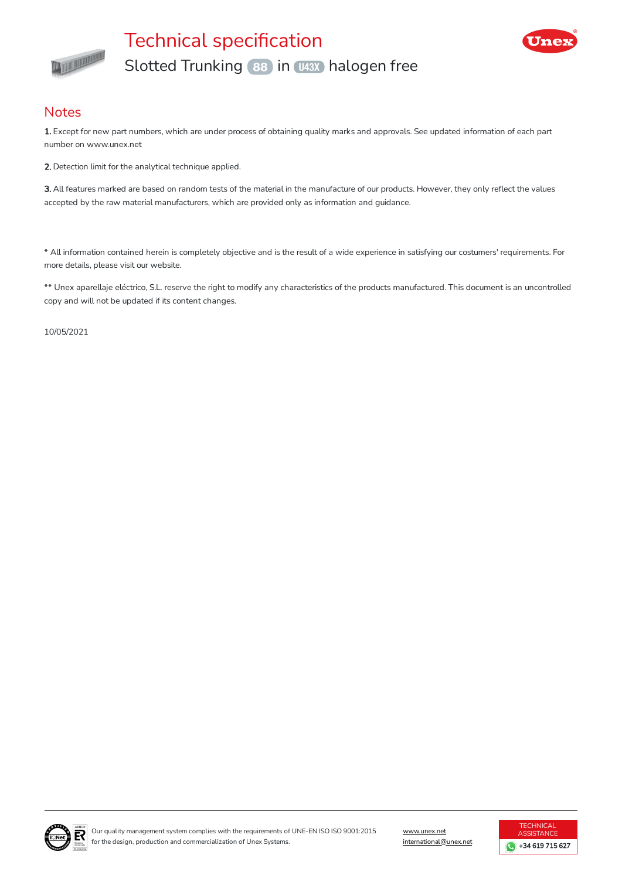## Notes

**1.** Except for new part numbers, which are under process of obtaining quality marks and approvals. See updated information of each part number on www.unex.net

**2.** Detection limit for the analytical technique applied.

**3.** All features marked are based on random tests of the material in the manufacture of our products. However, they only reflect the values accepted by the raw material manufacturers, which are provided only as information and guidance.

* All information contained herein is completely objective and is the result of a wide experience in satisfying our costumers' requirements. For more details, please visit our website.

** Unex aparellaje eléctrico, S.L. reserve the right to modify any characteristics of the products manufactured. This document is an uncontrolled copy and will not be updated if its content changes.

10/05/2021